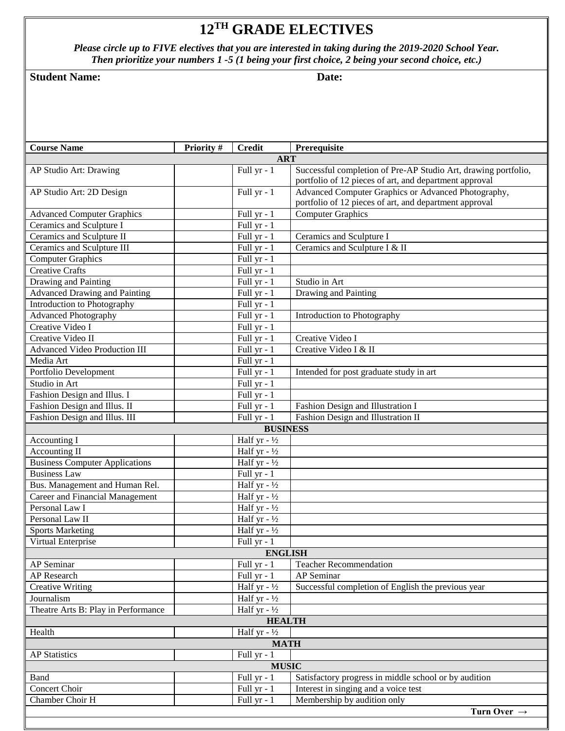# 12TH GRADE ELECTIVES

***Please circle up to FIVE electives that you are interested in taking during the 2019-2020 School Year. Then prioritize your numbers 1 -5 (1 being your first choice, 2 being your second choice, etc.)***

**Student Name:** **Date:**

| Course Name | Priority # | Credit | Prerequisite |
|---|---|---|---|
| **ART** | | | |
| AP Studio Art: Drawing | | Full yr - 1 | Successful completion of Pre-AP Studio Art, drawing portfolio, portfolio of 12 pieces of art, and department approval |
| AP Studio Art: 2D Design | | Full yr - 1 | Advanced Computer Graphics or Advanced Photography, portfolio of 12 pieces of art, and department approval |
| Advanced Computer Graphics | | Full yr - 1 | Computer Graphics |
| Ceramics and Sculpture I | | Full yr - 1 | |
| Ceramics and Sculpture II | | Full yr - 1 | Ceramics and Sculpture I |
| Ceramics and Sculpture III | | Full yr - 1 | Ceramics and Sculpture I & II |
| Computer Graphics | | Full yr - 1 | |
| Creative Crafts | | Full yr - 1 | |
| Drawing and Painting | | Full yr - 1 | Studio in Art |
| Advanced Drawing and Painting | | Full yr - 1 | Drawing and Painting |
| Introduction to Photography | | Full yr - 1 | |
| Advanced Photography | | Full yr - 1 | Introduction to Photography |
| Creative Video I | | Full yr - 1 | |
| Creative Video II | | Full yr - 1 | Creative Video I |
| Advanced Video Production III | | Full yr - 1 | Creative Video I & II |
| Media Art | | Full yr - 1 | |
| Portfolio Development | | Full yr - 1 | Intended for post graduate study in art |
| Studio in Art | | Full yr - 1 | |
| Fashion Design and Illus. I | | Full yr - 1 | |
| Fashion Design and Illus. II | | Full yr - 1 | Fashion Design and Illustration I |
| Fashion Design and Illus. III | | Full yr - 1 | Fashion Design and Illustration II |
| **BUSINESS** | | | |
| Accounting I | | Half yr - ½ | |
| Accounting II | | Half yr - ½ | |
| Business Computer Applications | | Half yr - ½ | |
| Business Law | | Full yr - 1 | |
| Bus. Management and Human Rel. | | Half yr - ½ | |
| Career and Financial Management | | Half yr - ½ | |
| Personal Law I | | Half yr - ½ | |
| Personal Law II | | Half yr - ½ | |
| Sports Marketing | | Half yr - ½ | |
| Virtual Enterprise | | Full yr - 1 | |
| **ENGLISH** | | | |
| AP Seminar | | Full yr - 1 | Teacher Recommendation |
| AP Research | | Full yr - 1 | AP Seminar |
| Creative Writing | | Half yr - ½ | Successful completion of English the previous year |
| Journalism | | Half yr - ½ | |
| Theatre Arts B: Play in Performance | | Half yr - ½ | |
| **HEALTH** | | | |
| Health | | Half yr - ½ | |
| **MATH** | | | |
| AP Statistics | | Full yr - 1 | |
| **MUSIC** | | | |
| Band | | Full yr - 1 | Satisfactory progress in middle school or by audition |
| Concert Choir | | Full yr - 1 | Interest in singing and a voice test |
| Chamber Choir H | | Full yr - 1 | Membership by audition only |

**Turn Over →**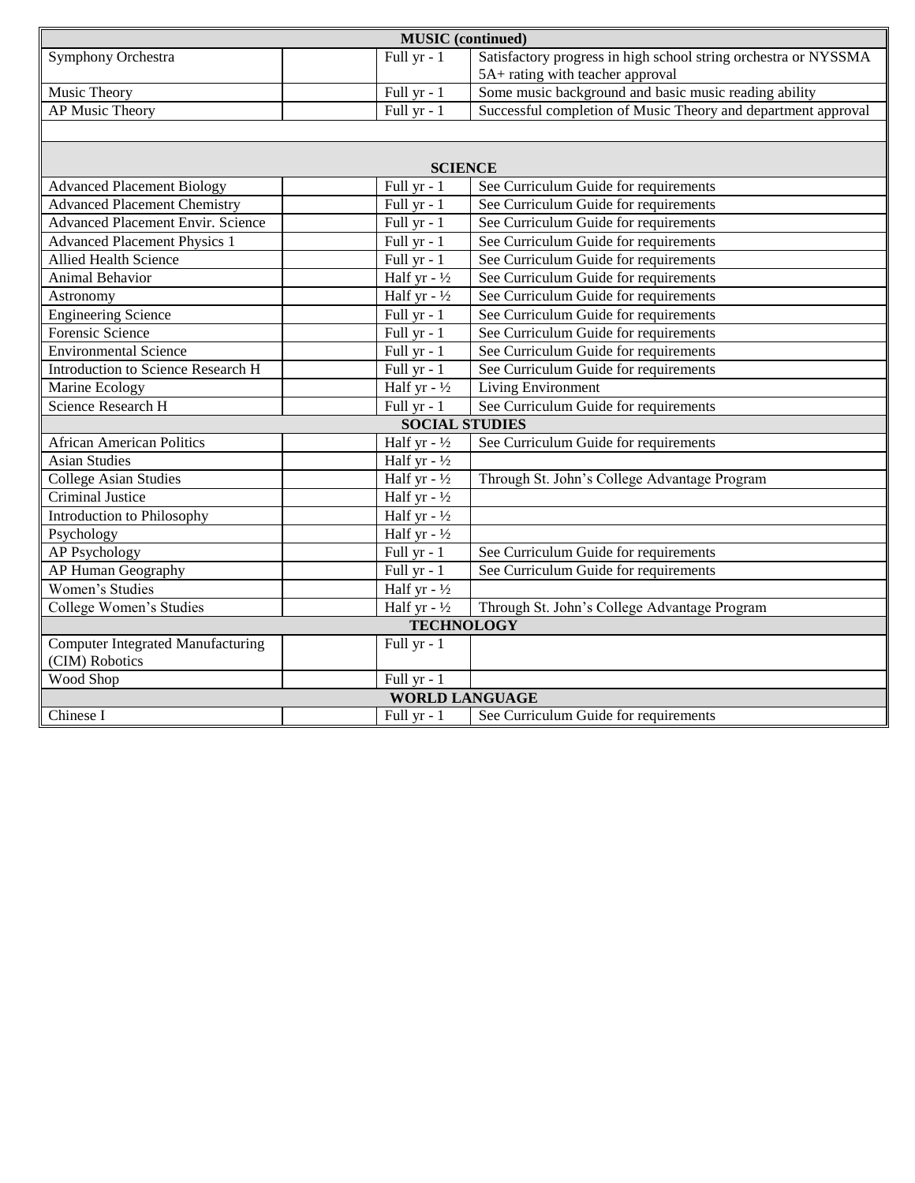| | | | |
|---|---|---|---|
| **MUSIC (continued)** | | | |
| Symphony Orchestra | | Full yr - 1 | Satisfactory progress in high school string orchestra or NYSSMA 5A+ rating with teacher approval |
| Music Theory | | Full yr - 1 | Some music background and basic music reading ability |
| AP Music Theory | | Full yr - 1 | Successful completion of Music Theory and department approval |
| | | | |
| **SCIENCE** | | | |
| Advanced Placement Biology | | Full yr - 1 | See Curriculum Guide for requirements |
| Advanced Placement Chemistry | | Full yr - 1 | See Curriculum Guide for requirements |
| Advanced Placement Envir. Science | | Full yr - 1 | See Curriculum Guide for requirements |
| Advanced Placement Physics 1 | | Full yr - 1 | See Curriculum Guide for requirements |
| Allied Health Science | | Full yr - 1 | See Curriculum Guide for requirements |
| Animal Behavior | | Half yr - ½ | See Curriculum Guide for requirements |
| Astronomy | | Half yr - ½ | See Curriculum Guide for requirements |
| Engineering Science | | Full yr - 1 | See Curriculum Guide for requirements |
| Forensic Science | | Full yr - 1 | See Curriculum Guide for requirements |
| Environmental Science | | Full yr - 1 | See Curriculum Guide for requirements |
| Introduction to Science Research H | | Full yr - 1 | See Curriculum Guide for requirements |
| Marine Ecology | | Half yr - ½ | Living Environment |
| Science Research H | | Full yr - 1 | See Curriculum Guide for requirements |
| **SOCIAL STUDIES** | | | |
| African American Politics | | Half yr - ½ | See Curriculum Guide for requirements |
| Asian Studies | | Half yr - ½ | |
| College Asian Studies | | Half yr - ½ | Through St. John's College Advantage Program |
| Criminal Justice | | Half yr - ½ | |
| Introduction to Philosophy | | Half yr - ½ | |
| Psychology | | Half yr - ½ | |
| AP Psychology | | Full yr - 1 | See Curriculum Guide for requirements |
| AP Human Geography | | Full yr - 1 | See Curriculum Guide for requirements |
| Women's Studies | | Half yr - ½ | |
| College Women's Studies | | Half yr - ½ | Through St. John's College Advantage Program |
| **TECHNOLOGY** | | | |
| Computer Integrated Manufacturing (CIM) Robotics | | Full yr - 1 | |
| Wood Shop | | Full yr - 1 | |
| **WORLD LANGUAGE** | | | |
| Chinese I | | Full yr - 1 | See Curriculum Guide for requirements |